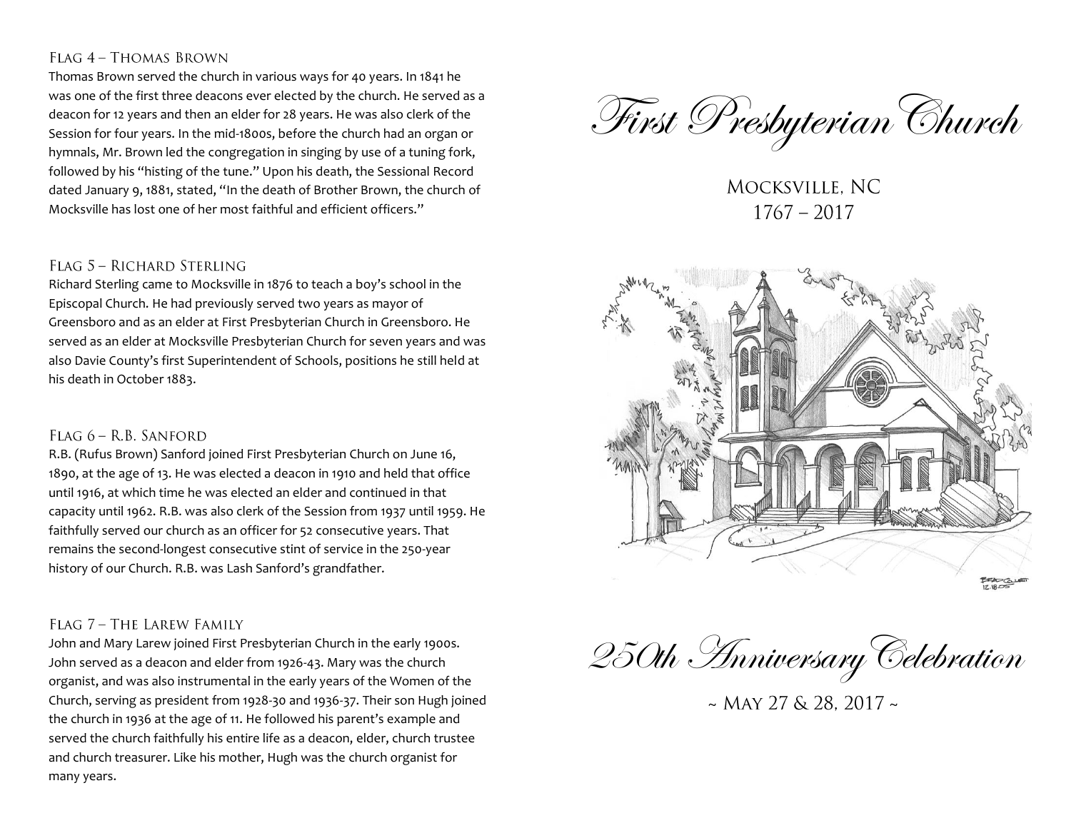### Flag 4 – Thomas Brown

Thomas Brown served the church in various ways for 40 years. In 1841 he was one of the first three deacons ever elected by the church. He served as a deacon for 12 years and then an elder for 28 years. He was also clerk of the Session for four years. In the mid-1800s, before the church had an organ or hymnals, Mr. Brown led the congregation in singing by use of a tuning fork, followed by his "histing of the tune." Upon his death, the Sessional Record dated January 9, 1881, stated, "In the death of Brother Brown, the church of Mocksville has lost one of her most faithful and efficient officers."

### Flag 5 – Richard Sterling

Richard Sterling came to Mocksville in 1876 to teach a boy's school in the Episcopal Church. He had previously served two years as mayor of Greensboro and as an elder at First Presbyterian Church in Greensboro. He served as an elder at Mocksville Presbyterian Church for seven years and was also Davie County's first Superintendent of Schools, positions he still held at his death in October 1883.

### Flag 6 – R.B. Sanford

R.B. (Rufus Brown) Sanford joined First Presbyterian Church on June 16, 1890, at the age of 13. He was elected a deacon in 1910 and held that office until 1916, at which time he was elected an elder and continued in that capacity until 1962. R.B. was also clerk of the Session from 1937 until 1959. He faithfully served our church as an officer for 52 consecutive years. That remains the second-longest consecutive stint of service in the 250-year history of our Church. R.B. was Lash Sanford's grandfather.

### Flag 7 – The Larew Family

John and Mary Larew joined First Presbyterian Church in the early 1900s. John served as a deacon and elder from 1926-43. Mary was the church organist, and was also instrumental in the early years of the Women of the Church, serving as president from 1928-30 and 1936-37. Their son Hugh joined the church in 1936 at the age of 11. He followed his parent's example and served the church faithfully his entire life as a deacon, elder, church trustee and church treasurer. Like his mother, Hugh was the church organist for many years.

# *First Presbyterian Church*

## Mocksville, NC
## 1767 – 2017

# *250th Anniversary Celebration*

~ May 27 & 28, 2017 ~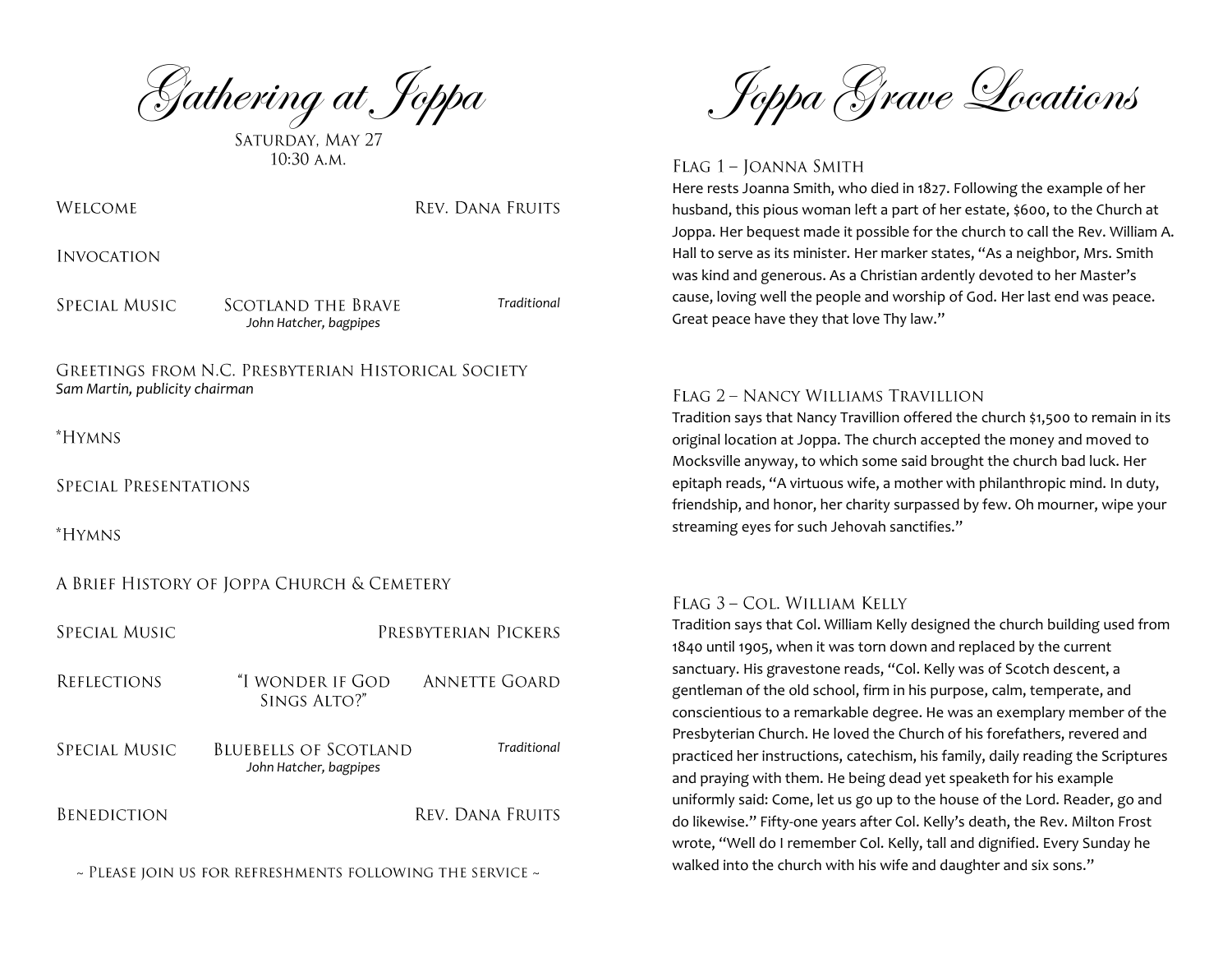# Gathering at Joppa

Saturday, May 27
10:30 a.m.

Welcome — Rev. Dana Fruits

Invocation

Special Music — Scotland the Brave — *Traditional*
*John Hatcher, bagpipes*

Greetings from N.C. Presbyterian Historical Society
*Sam Martin, publicity chairman*

*Hymns

Special Presentations

*Hymns

A Brief History of Joppa Church & Cemetery

Special Music — Presbyterian Pickers

Reflections — "I wonder if God Sings Alto?" — Annette Goard

Special Music — Bluebells of Scotland — *Traditional*
*John Hatcher, bagpipes*

Benediction — Rev. Dana Fruits

~ Please join us for refreshments following the service ~

# Joppa Grave Locations

## Flag 1 – Joanna Smith

Here rests Joanna Smith, who died in 1827. Following the example of her husband, this pious woman left a part of her estate, $600, to the Church at Joppa. Her bequest made it possible for the church to call the Rev. William A. Hall to serve as its minister. Her marker states, "As a neighbor, Mrs. Smith was kind and generous. As a Christian ardently devoted to her Master's cause, loving well the people and worship of God. Her last end was peace. Great peace have they that love Thy law."

## Flag 2 – Nancy Williams Travillion

Tradition says that Nancy Travillion offered the church $1,500 to remain in its original location at Joppa. The church accepted the money and moved to Mocksville anyway, to which some said brought the church bad luck. Her epitaph reads, "A virtuous wife, a mother with philanthropic mind. In duty, friendship, and honor, her charity surpassed by few. Oh mourner, wipe your streaming eyes for such Jehovah sanctifies."

## Flag 3 – Col. William Kelly

Tradition says that Col. William Kelly designed the church building used from 1840 until 1905, when it was torn down and replaced by the current sanctuary. His gravestone reads, "Col. Kelly was of Scotch descent, a gentleman of the old school, firm in his purpose, calm, temperate, and conscientious to a remarkable degree. He was an exemplary member of the Presbyterian Church. He loved the Church of his forefathers, revered and practiced her instructions, catechism, his family, daily reading the Scriptures and praying with them. He being dead yet speaketh for his example uniformly said: Come, let us go up to the house of the Lord. Reader, go and do likewise." Fifty-one years after Col. Kelly's death, the Rev. Milton Frost wrote, "Well do I remember Col. Kelly, tall and dignified. Every Sunday he walked into the church with his wife and daughter and six sons."